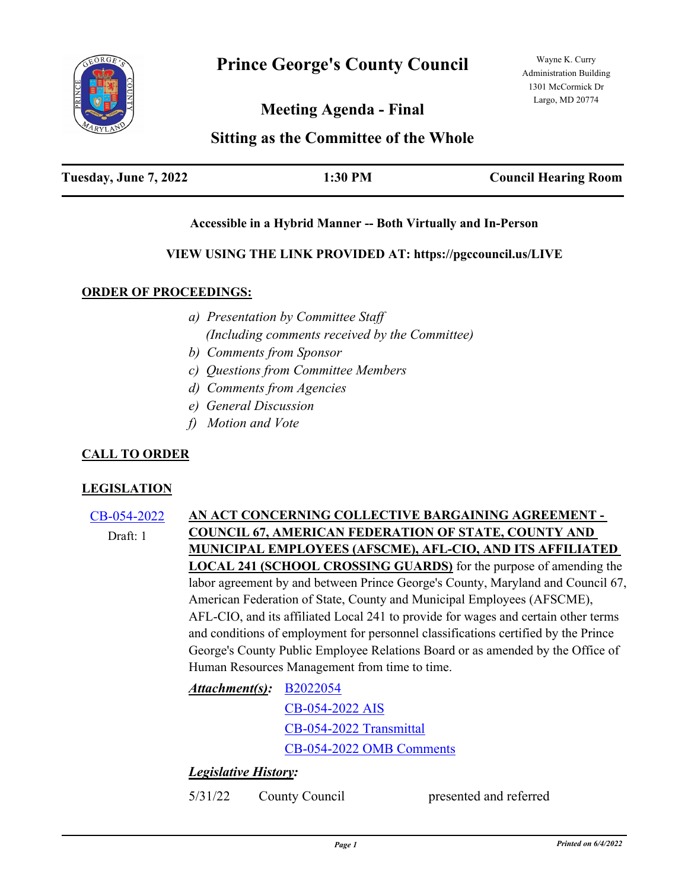# Prince George's County Council

Wayne K. Curry Administration Building
1301 McCormick Dr
Largo, MD 20774

## Meeting Agenda - Final

## Sitting as the Committee of the Whole

| **Tuesday, June 7, 2022** | **1:30 PM** | **Council Hearing Room** |
|---|---|---|

**Accessible in a Hybrid Manner -- Both Virtually and In-Person**

**VIEW USING THE LINK PROVIDED AT: https://pgccouncil.us/LIVE**

### ORDER OF PROCEEDINGS:

*a) Presentation by Committee Staff*
*(Including comments received by the Committee)*
*b) Comments from Sponsor*
*c) Questions from Committee Members*
*d) Comments from Agencies*
*e) General Discussion*
*f) Motion and Vote*

### CALL TO ORDER

### LEGISLATION

CB-054-2022
Draft: 1

**AN ACT CONCERNING COLLECTIVE BARGAINING AGREEMENT - COUNCIL 67, AMERICAN FEDERATION OF STATE, COUNTY AND MUNICIPAL EMPLOYEES (AFSCME), AFL-CIO, AND ITS AFFILIATED LOCAL 241 (SCHOOL CROSSING GUARDS)** for the purpose of amending the labor agreement by and between Prince George's County, Maryland and Council 67, American Federation of State, County and Municipal Employees (AFSCME), AFL-CIO, and its affiliated Local 241 to provide for wages and certain other terms and conditions of employment for personnel classifications certified by the Prince George's County Public Employee Relations Board or as amended by the Office of Human Resources Management from time to time.

***Attachment(s):*** B2022054
CB-054-2022 AIS
CB-054-2022 Transmittal
CB-054-2022 OMB Comments

***Legislative History:***

5/31/22 County Council presented and referred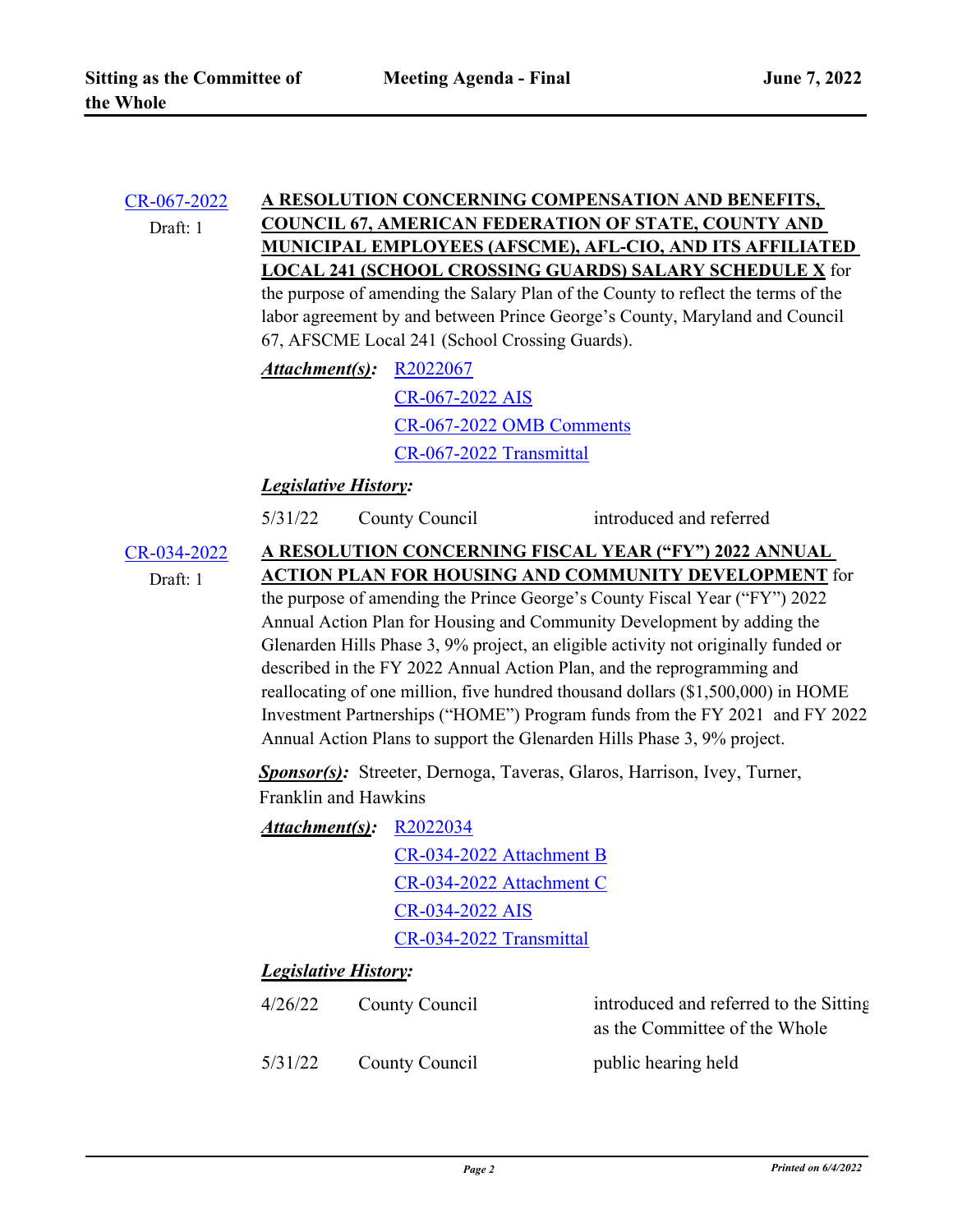**CR-067-2022**
Draft: 1

**A RESOLUTION CONCERNING COMPENSATION AND BENEFITS, COUNCIL 67, AMERICAN FEDERATION OF STATE, COUNTY AND MUNICIPAL EMPLOYEES (AFSCME), AFL-CIO, AND ITS AFFILIATED LOCAL 241 (SCHOOL CROSSING GUARDS) SALARY SCHEDULE X** for the purpose of amending the Salary Plan of the County to reflect the terms of the labor agreement by and between Prince George's County, Maryland and Council 67, AFSCME Local 241 (School Crossing Guards).

***Attachment(s):*** R2022067
CR-067-2022 AIS
CR-067-2022 OMB Comments
CR-067-2022 Transmittal

***Legislative History:***

| | | |
|---|---|---|
| 5/31/22 | County Council | introduced and referred |

**CR-034-2022**
Draft: 1

**A RESOLUTION CONCERNING FISCAL YEAR ("FY") 2022 ANNUAL ACTION PLAN FOR HOUSING AND COMMUNITY DEVELOPMENT** for the purpose of amending the Prince George's County Fiscal Year ("FY") 2022 Annual Action Plan for Housing and Community Development by adding the Glenarden Hills Phase 3, 9% project, an eligible activity not originally funded or described in the FY 2022 Annual Action Plan, and the reprogramming and reallocating of one million, five hundred thousand dollars ($1,500,000) in HOME Investment Partnerships ("HOME") Program funds from the FY 2021 and FY 2022 Annual Action Plans to support the Glenarden Hills Phase 3, 9% project.

***Sponsor(s):*** Streeter, Dernoga, Taveras, Glaros, Harrison, Ivey, Turner, Franklin and Hawkins

***Attachment(s):*** R2022034
CR-034-2022 Attachment B
CR-034-2022 Attachment C
CR-034-2022 AIS
CR-034-2022 Transmittal

***Legislative History:***

| | | |
|---|---|---|
| 4/26/22 | County Council | introduced and referred to the Sitting as the Committee of the Whole |
| 5/31/22 | County Council | public hearing held |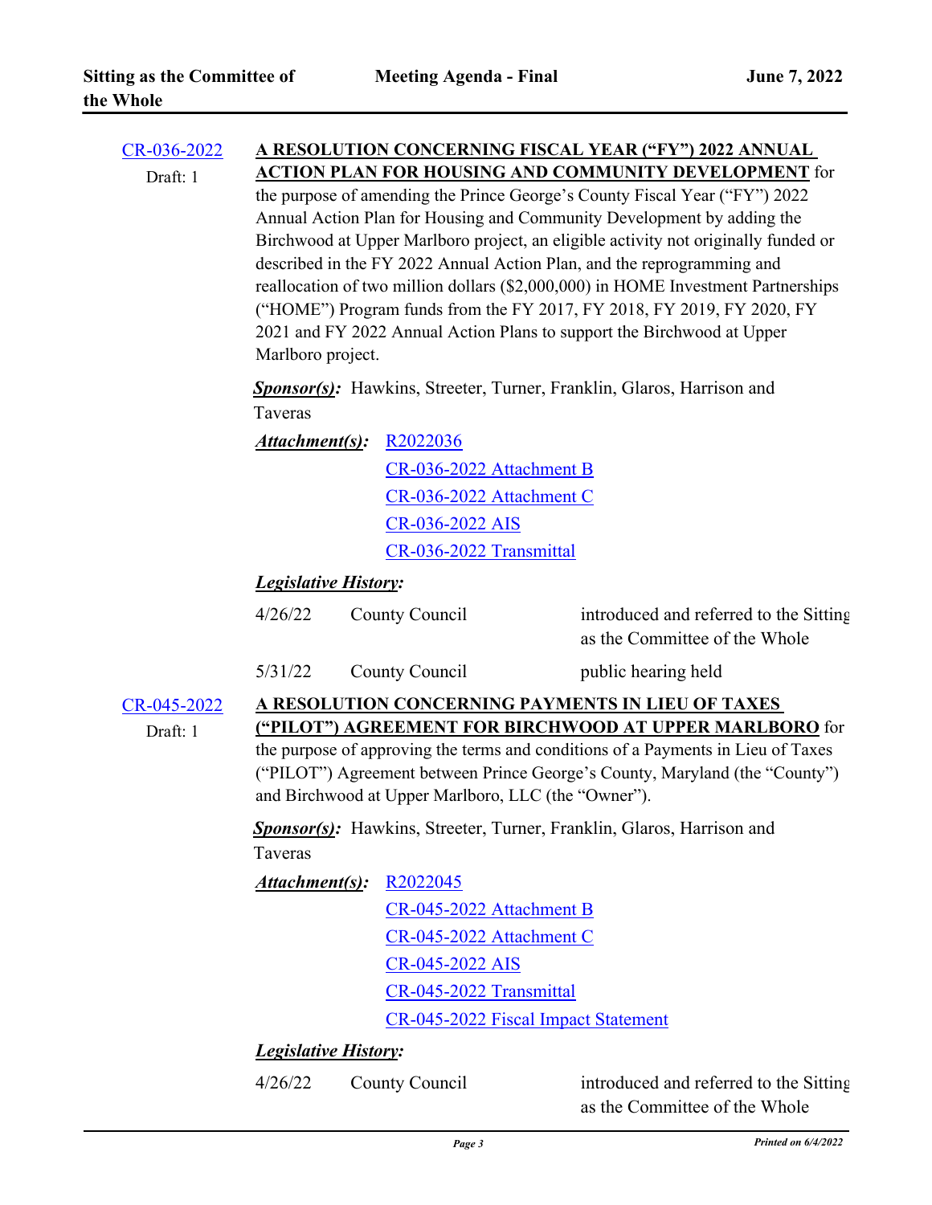[CR-036-2022](#)
Draft: 1

**A RESOLUTION CONCERNING FISCAL YEAR ("FY") 2022 ANNUAL ACTION PLAN FOR HOUSING AND COMMUNITY DEVELOPMENT** for the purpose of amending the Prince George's County Fiscal Year ("FY") 2022 Annual Action Plan for Housing and Community Development by adding the Birchwood at Upper Marlboro project, an eligible activity not originally funded or described in the FY 2022 Annual Action Plan, and the reprogramming and reallocation of two million dollars ($2,000,000) in HOME Investment Partnerships ("HOME") Program funds from the FY 2017, FY 2018, FY 2019, FY 2020, FY 2021 and FY 2022 Annual Action Plans to support the Birchwood at Upper Marlboro project.

***Sponsor(s):*** Hawkins, Streeter, Turner, Franklin, Glaros, Harrison and Taveras

***Attachment(s):***
- R2022036
- CR-036-2022 Attachment B
- CR-036-2022 Attachment C
- CR-036-2022 AIS
- CR-036-2022 Transmittal

***Legislative History:***

| | | |
|---|---|---|
| 4/26/22 | County Council | introduced and referred to the Sitting as the Committee of the Whole |
| 5/31/22 | County Council | public hearing held |

[CR-045-2022](#)
Draft: 1

**A RESOLUTION CONCERNING PAYMENTS IN LIEU OF TAXES ("PILOT") AGREEMENT FOR BIRCHWOOD AT UPPER MARLBORO** for the purpose of approving the terms and conditions of a Payments in Lieu of Taxes ("PILOT") Agreement between Prince George's County, Maryland (the "County") and Birchwood at Upper Marlboro, LLC (the "Owner").

***Sponsor(s):*** Hawkins, Streeter, Turner, Franklin, Glaros, Harrison and Taveras

***Attachment(s):***
- R2022045
- CR-045-2022 Attachment B
- CR-045-2022 Attachment C
- CR-045-2022 AIS
- CR-045-2022 Transmittal
- CR-045-2022 Fiscal Impact Statement

***Legislative History:***

| | | |
|---|---|---|
| 4/26/22 | County Council | introduced and referred to the Sitting as the Committee of the Whole |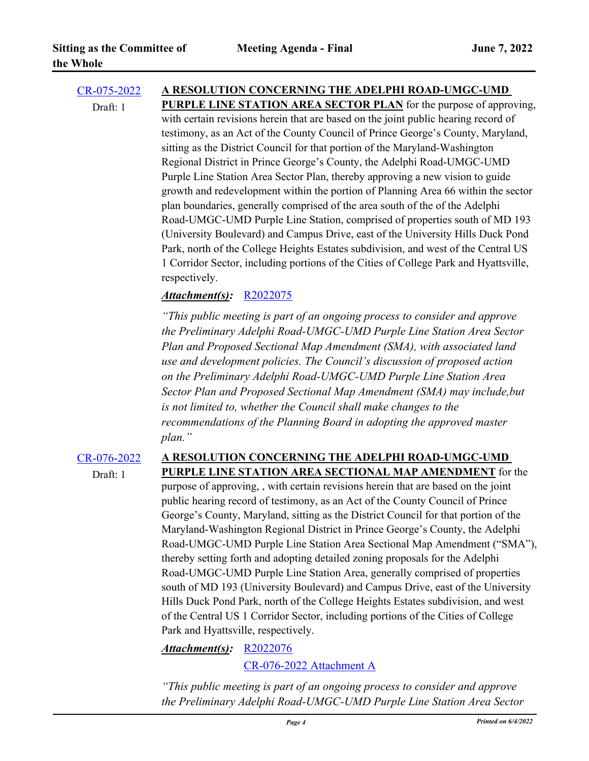[CR-075-2022](CR-075-2022)
Draft: 1

**A RESOLUTION CONCERNING THE ADELPHI ROAD-UMGC-UMD PURPLE LINE STATION AREA SECTOR PLAN** for the purpose of approving, with certain revisions herein that are based on the joint public hearing record of testimony, as an Act of the County Council of Prince George's County, Maryland, sitting as the District Council for that portion of the Maryland-Washington Regional District in Prince George's County, the Adelphi Road-UMGC-UMD Purple Line Station Area Sector Plan, thereby approving a new vision to guide growth and redevelopment within the portion of Planning Area 66 within the sector plan boundaries, generally comprised of the area south of the of the Adelphi Road-UMGC-UMD Purple Line Station, comprised of properties south of MD 193 (University Boulevard) and Campus Drive, east of the University Hills Duck Pond Park, north of the College Heights Estates subdivision, and west of the Central US 1 Corridor Sector, including portions of the Cities of College Park and Hyattsville, respectively.

***Attachment(s):*** R2022075

*"This public meeting is part of an ongoing process to consider and approve the Preliminary Adelphi Road-UMGC-UMD Purple Line Station Area Sector Plan and Proposed Sectional Map Amendment (SMA), with associated land use and development policies. The Council's discussion of proposed action on the Preliminary Adelphi Road-UMGC-UMD Purple Line Station Area Sector Plan and Proposed Sectional Map Amendment (SMA) may include,but is not limited to, whether the Council shall make changes to the recommendations of the Planning Board in adopting the approved master plan."*

[CR-076-2022](CR-076-2022)
Draft: 1

**A RESOLUTION CONCERNING THE ADELPHI ROAD-UMGC-UMD PURPLE LINE STATION AREA SECTIONAL MAP AMENDMENT** for the purpose of approving, , with certain revisions herein that are based on the joint public hearing record of testimony, as an Act of the County Council of Prince George's County, Maryland, sitting as the District Council for that portion of the Maryland-Washington Regional District in Prince George's County, the Adelphi Road-UMGC-UMD Purple Line Station Area Sectional Map Amendment ("SMA"), thereby setting forth and adopting detailed zoning proposals for the Adelphi Road-UMGC-UMD Purple Line Station Area, generally comprised of properties south of MD 193 (University Boulevard) and Campus Drive, east of the University Hills Duck Pond Park, north of the College Heights Estates subdivision, and west of the Central US 1 Corridor Sector, including portions of the Cities of College Park and Hyattsville, respectively.

***Attachment(s):*** R2022076
CR-076-2022 Attachment A

*"This public meeting is part of an ongoing process to consider and approve the Preliminary Adelphi Road-UMGC-UMD Purple Line Station Area Sector*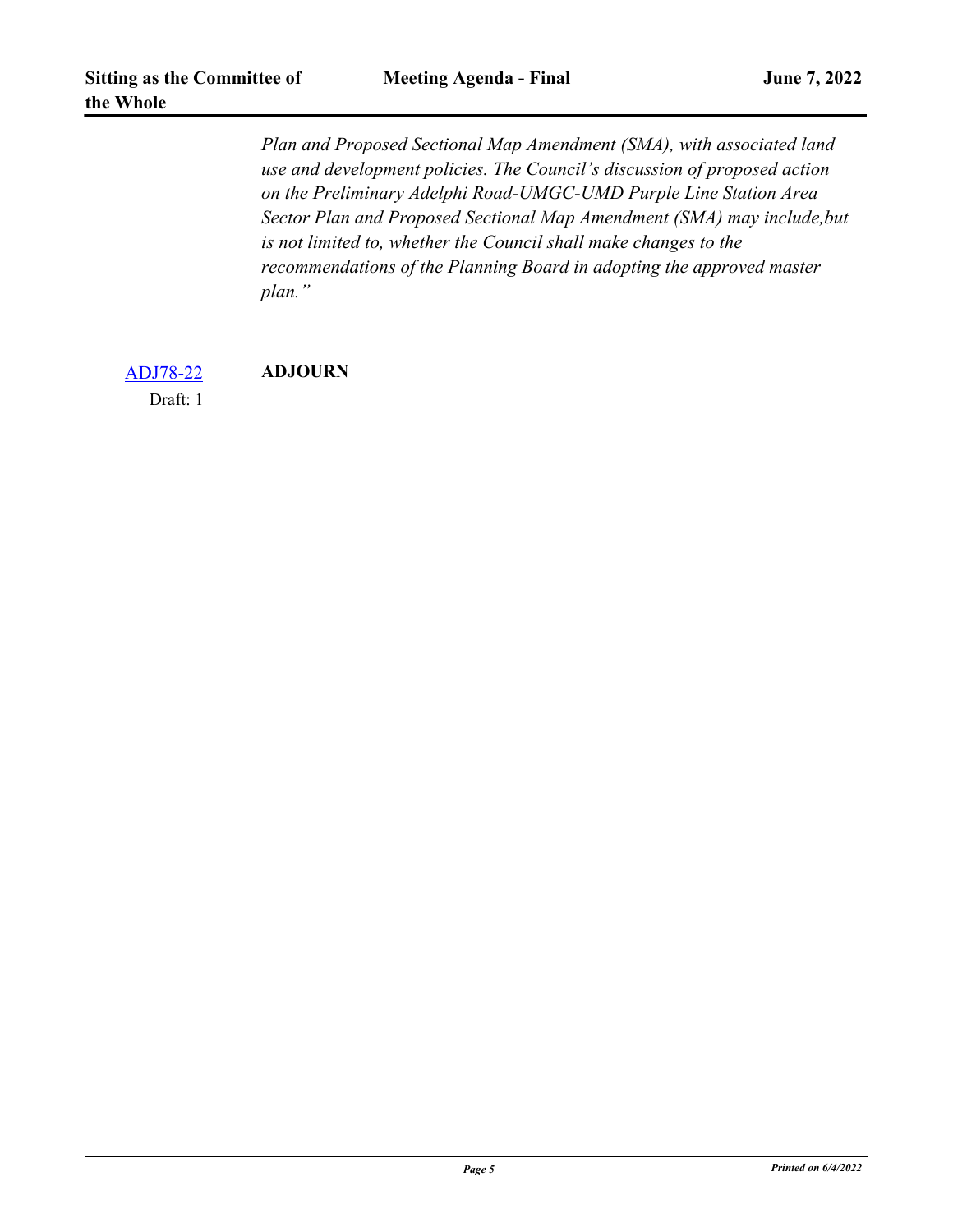*Plan and Proposed Sectional Map Amendment (SMA), with associated land use and development policies. The Council's discussion of proposed action on the Preliminary Adelphi Road-UMGC-UMD Purple Line Station Area Sector Plan and Proposed Sectional Map Amendment (SMA) may include,but is not limited to, whether the Council shall make changes to the recommendations of the Planning Board in adopting the approved master plan."*

ADJ78-22 **ADJOURN**

Draft: 1